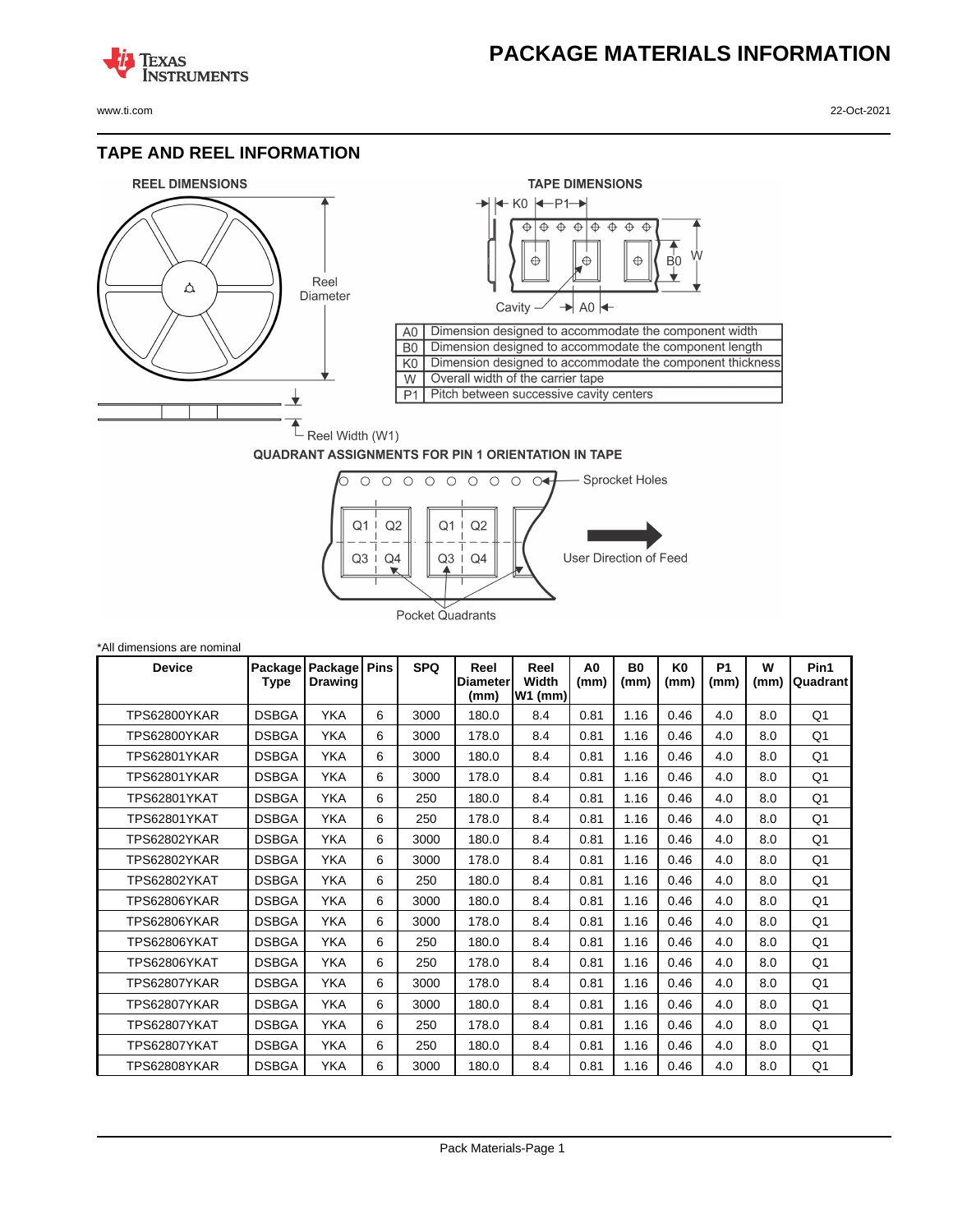# PACKAGE MATERIALS INFORMATION

## TAPE AND REEL INFORMATION

**REEL DIMENSIONS**

Reel Diameter

Reel Width (W1)

**TAPE DIMENSIONS**

| | |
|---|---|
| A0 | Dimension designed to accommodate the component width |
| B0 | Dimension designed to accommodate the component length |
| K0 | Dimension designed to accommodate the component thickness |
| W | Overall width of the carrier tape |
| P1 | Pitch between successive cavity centers |

**QUADRANT ASSIGNMENTS FOR PIN 1 ORIENTATION IN TAPE**

Sprocket Holes

User Direction of Feed

Pocket Quadrants

*All dimensions are nominal

| Device | Package Type | Package Drawing | Pins | SPQ | Reel Diameter (mm) | Reel Width W1 (mm) | A0 (mm) | B0 (mm) | K0 (mm) | P1 (mm) | W (mm) | Pin1 Quadrant |
|---|---|---|---|---|---|---|---|---|---|---|---|---|
| TPS62800YKAR | DSBGA | YKA | 6 | 3000 | 180.0 | 8.4 | 0.81 | 1.16 | 0.46 | 4.0 | 8.0 | Q1 |
| TPS62800YKAR | DSBGA | YKA | 6 | 3000 | 178.0 | 8.4 | 0.81 | 1.16 | 0.46 | 4.0 | 8.0 | Q1 |
| TPS62801YKAR | DSBGA | YKA | 6 | 3000 | 180.0 | 8.4 | 0.81 | 1.16 | 0.46 | 4.0 | 8.0 | Q1 |
| TPS62801YKAR | DSBGA | YKA | 6 | 3000 | 178.0 | 8.4 | 0.81 | 1.16 | 0.46 | 4.0 | 8.0 | Q1 |
| TPS62801YKAT | DSBGA | YKA | 6 | 250 | 180.0 | 8.4 | 0.81 | 1.16 | 0.46 | 4.0 | 8.0 | Q1 |
| TPS62801YKAT | DSBGA | YKA | 6 | 250 | 178.0 | 8.4 | 0.81 | 1.16 | 0.46 | 4.0 | 8.0 | Q1 |
| TPS62802YKAR | DSBGA | YKA | 6 | 3000 | 180.0 | 8.4 | 0.81 | 1.16 | 0.46 | 4.0 | 8.0 | Q1 |
| TPS62802YKAR | DSBGA | YKA | 6 | 3000 | 178.0 | 8.4 | 0.81 | 1.16 | 0.46 | 4.0 | 8.0 | Q1 |
| TPS62802YKAT | DSBGA | YKA | 6 | 250 | 180.0 | 8.4 | 0.81 | 1.16 | 0.46 | 4.0 | 8.0 | Q1 |
| TPS62806YKAR | DSBGA | YKA | 6 | 3000 | 180.0 | 8.4 | 0.81 | 1.16 | 0.46 | 4.0 | 8.0 | Q1 |
| TPS62806YKAR | DSBGA | YKA | 6 | 3000 | 178.0 | 8.4 | 0.81 | 1.16 | 0.46 | 4.0 | 8.0 | Q1 |
| TPS62806YKAT | DSBGA | YKA | 6 | 250 | 180.0 | 8.4 | 0.81 | 1.16 | 0.46 | 4.0 | 8.0 | Q1 |
| TPS62806YKAT | DSBGA | YKA | 6 | 250 | 178.0 | 8.4 | 0.81 | 1.16 | 0.46 | 4.0 | 8.0 | Q1 |
| TPS62807YKAR | DSBGA | YKA | 6 | 3000 | 178.0 | 8.4 | 0.81 | 1.16 | 0.46 | 4.0 | 8.0 | Q1 |
| TPS62807YKAR | DSBGA | YKA | 6 | 3000 | 180.0 | 8.4 | 0.81 | 1.16 | 0.46 | 4.0 | 8.0 | Q1 |
| TPS62807YKAT | DSBGA | YKA | 6 | 250 | 178.0 | 8.4 | 0.81 | 1.16 | 0.46 | 4.0 | 8.0 | Q1 |
| TPS62807YKAT | DSBGA | YKA | 6 | 250 | 180.0 | 8.4 | 0.81 | 1.16 | 0.46 | 4.0 | 8.0 | Q1 |
| TPS62808YKAR | DSBGA | YKA | 6 | 3000 | 180.0 | 8.4 | 0.81 | 1.16 | 0.46 | 4.0 | 8.0 | Q1 |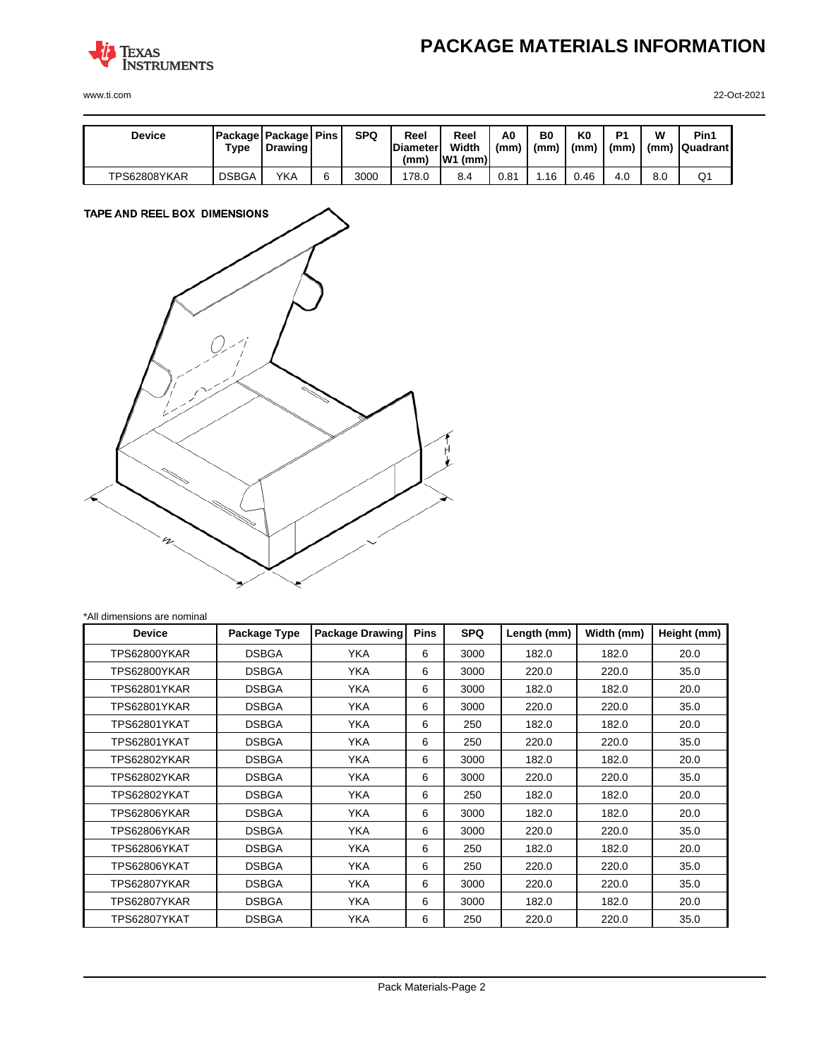| Device | Package Type | Package Drawing | Pins | SPQ | Reel Diameter (mm) | Reel Width W1 (mm) | A0 (mm) | B0 (mm) | K0 (mm) | P1 (mm) | W (mm) | Pin1 Quadrant |
|---|---|---|---|---|---|---|---|---|---|---|---|---|
| TPS62808YKAR | DSBGA | YKA | 6 | 3000 | 178.0 | 8.4 | 0.81 | 1.16 | 0.46 | 4.0 | 8.0 | Q1 |

## TAPE AND REEL BOX DIMENSIONS

*All dimensions are nominal

| Device | Package Type | Package Drawing | Pins | SPQ | Length (mm) | Width (mm) | Height (mm) |
|---|---|---|---|---|---|---|---|
| TPS62800YKAR | DSBGA | YKA | 6 | 3000 | 182.0 | 182.0 | 20.0 |
| TPS62800YKAR | DSBGA | YKA | 6 | 3000 | 220.0 | 220.0 | 35.0 |
| TPS62801YKAR | DSBGA | YKA | 6 | 3000 | 182.0 | 182.0 | 20.0 |
| TPS62801YKAR | DSBGA | YKA | 6 | 3000 | 220.0 | 220.0 | 35.0 |
| TPS62801YKAT | DSBGA | YKA | 6 | 250 | 182.0 | 182.0 | 20.0 |
| TPS62801YKAT | DSBGA | YKA | 6 | 250 | 220.0 | 220.0 | 35.0 |
| TPS62802YKAR | DSBGA | YKA | 6 | 3000 | 182.0 | 182.0 | 20.0 |
| TPS62802YKAR | DSBGA | YKA | 6 | 3000 | 220.0 | 220.0 | 35.0 |
| TPS62802YKAT | DSBGA | YKA | 6 | 250 | 182.0 | 182.0 | 20.0 |
| TPS62806YKAR | DSBGA | YKA | 6 | 3000 | 182.0 | 182.0 | 20.0 |
| TPS62806YKAR | DSBGA | YKA | 6 | 3000 | 220.0 | 220.0 | 35.0 |
| TPS62806YKAT | DSBGA | YKA | 6 | 250 | 182.0 | 182.0 | 20.0 |
| TPS62806YKAT | DSBGA | YKA | 6 | 250 | 220.0 | 220.0 | 35.0 |
| TPS62807YKAR | DSBGA | YKA | 6 | 3000 | 220.0 | 220.0 | 35.0 |
| TPS62807YKAR | DSBGA | YKA | 6 | 3000 | 182.0 | 182.0 | 20.0 |
| TPS62807YKAT | DSBGA | YKA | 6 | 250 | 220.0 | 220.0 | 35.0 |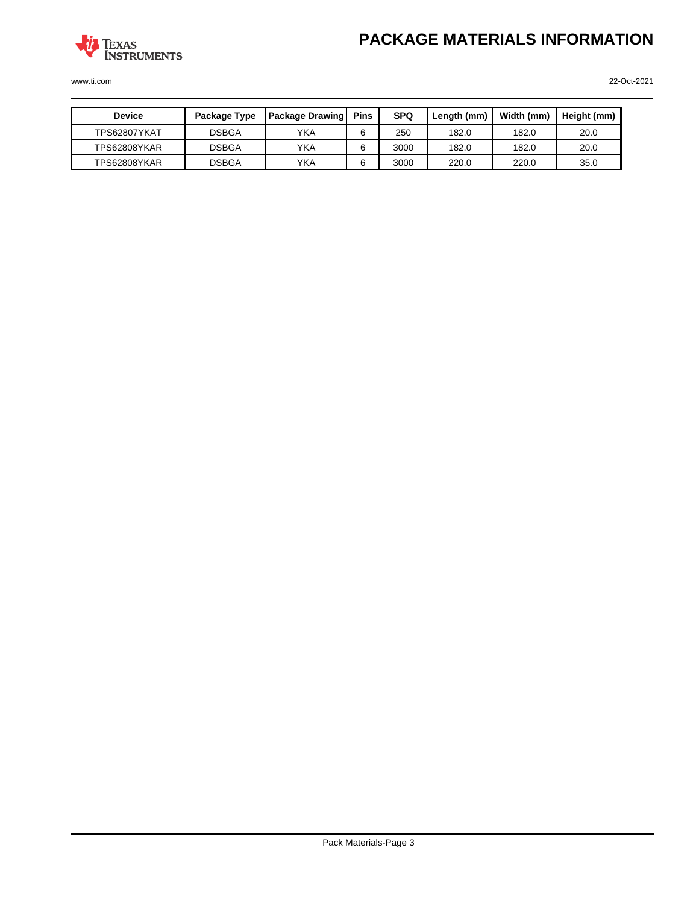| Device | Package Type | Package Drawing | Pins | SPQ | Length (mm) | Width (mm) | Height (mm) |
|---|---|---|---|---|---|---|---|
| TPS62807YKAT | DSBGA | YKA | 6 | 250 | 182.0 | 182.0 | 20.0 |
| TPS62808YKAR | DSBGA | YKA | 6 | 3000 | 182.0 | 182.0 | 20.0 |
| TPS62808YKAR | DSBGA | YKA | 6 | 3000 | 220.0 | 220.0 | 35.0 |